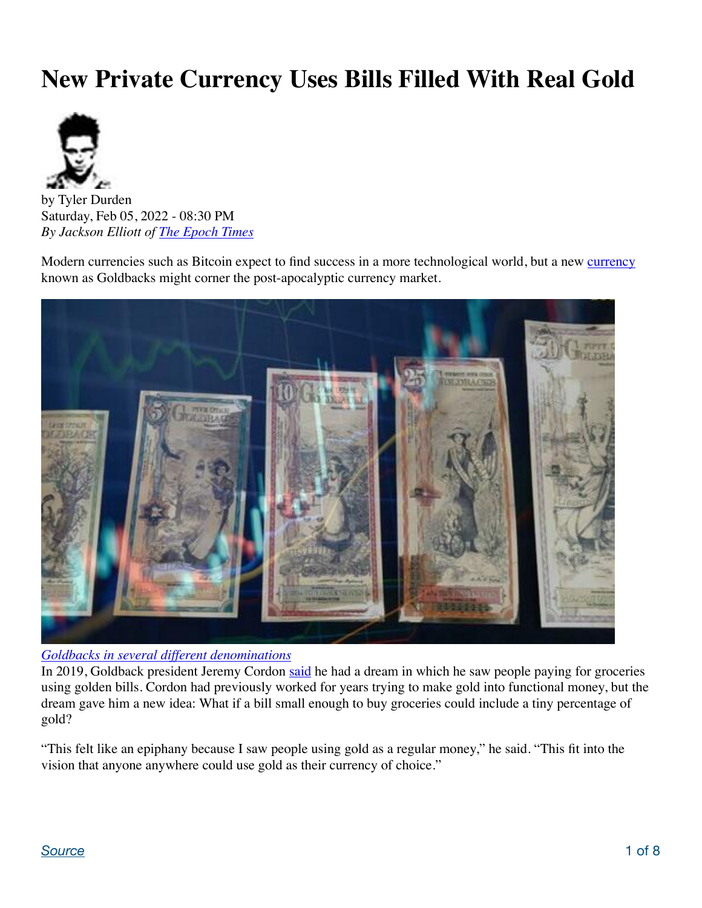# New Private Currency Uses Bills Filled With Real Gold

by Tyler Durden
Saturday, Feb 05, 2022 - 08:30 PM
*By Jackson Elliott of The Epoch Times*

Modern currencies such as Bitcoin expect to find success in a more technological world, but a new currency known as Goldbacks might corner the post-apocalyptic currency market.

*Goldbacks in several different denominations*

In 2019, Goldback president Jeremy Cordon said he had a dream in which he saw people paying for groceries using golden bills. Cordon had previously worked for years trying to make gold into functional money, but the dream gave him a new idea: What if a bill small enough to buy groceries could include a tiny percentage of gold?

"This felt like an epiphany because I saw people using gold as a regular money," he said. "This fit into the vision that anyone anywhere could use gold as their currency of choice."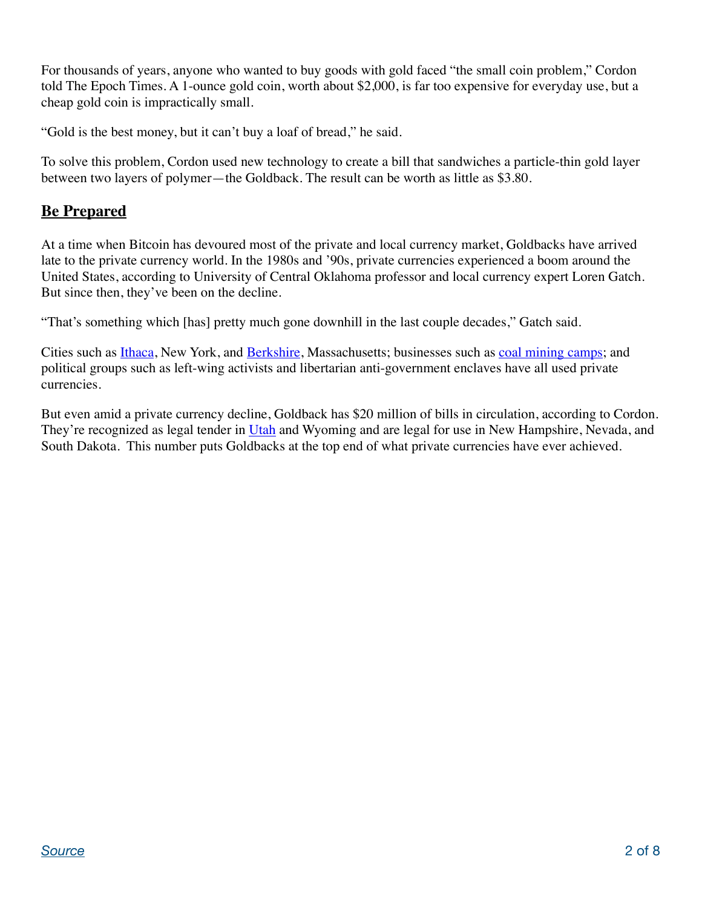For thousands of years, anyone who wanted to buy goods with gold faced "the small coin problem," Cordon told The Epoch Times. A 1-ounce gold coin, worth about $2,000, is far too expensive for everyday use, but a cheap gold coin is impractically small.

"Gold is the best money, but it can't buy a loaf of bread," he said.

To solve this problem, Cordon used new technology to create a bill that sandwiches a particle-thin gold layer between two layers of polymer—the Goldback. The result can be worth as little as $3.80.

## **Be Prepared**

At a time when Bitcoin has devoured most of the private and local currency market, Goldbacks have arrived late to the private currency world. In the 1980s and '90s, private currencies experienced a boom around the United States, according to University of Central Oklahoma professor and local currency expert Loren Gatch. But since then, they've been on the decline.

"That's something which [has] pretty much gone downhill in the last couple decades," Gatch said.

Cities such as Ithaca, New York, and Berkshire, Massachusetts; businesses such as coal mining camps; and political groups such as left-wing activists and libertarian anti-government enclaves have all used private currencies.

But even amid a private currency decline, Goldback has $20 million of bills in circulation, according to Cordon. They're recognized as legal tender in Utah and Wyoming and are legal for use in New Hampshire, Nevada, and South Dakota. This number puts Goldbacks at the top end of what private currencies have ever achieved.

Source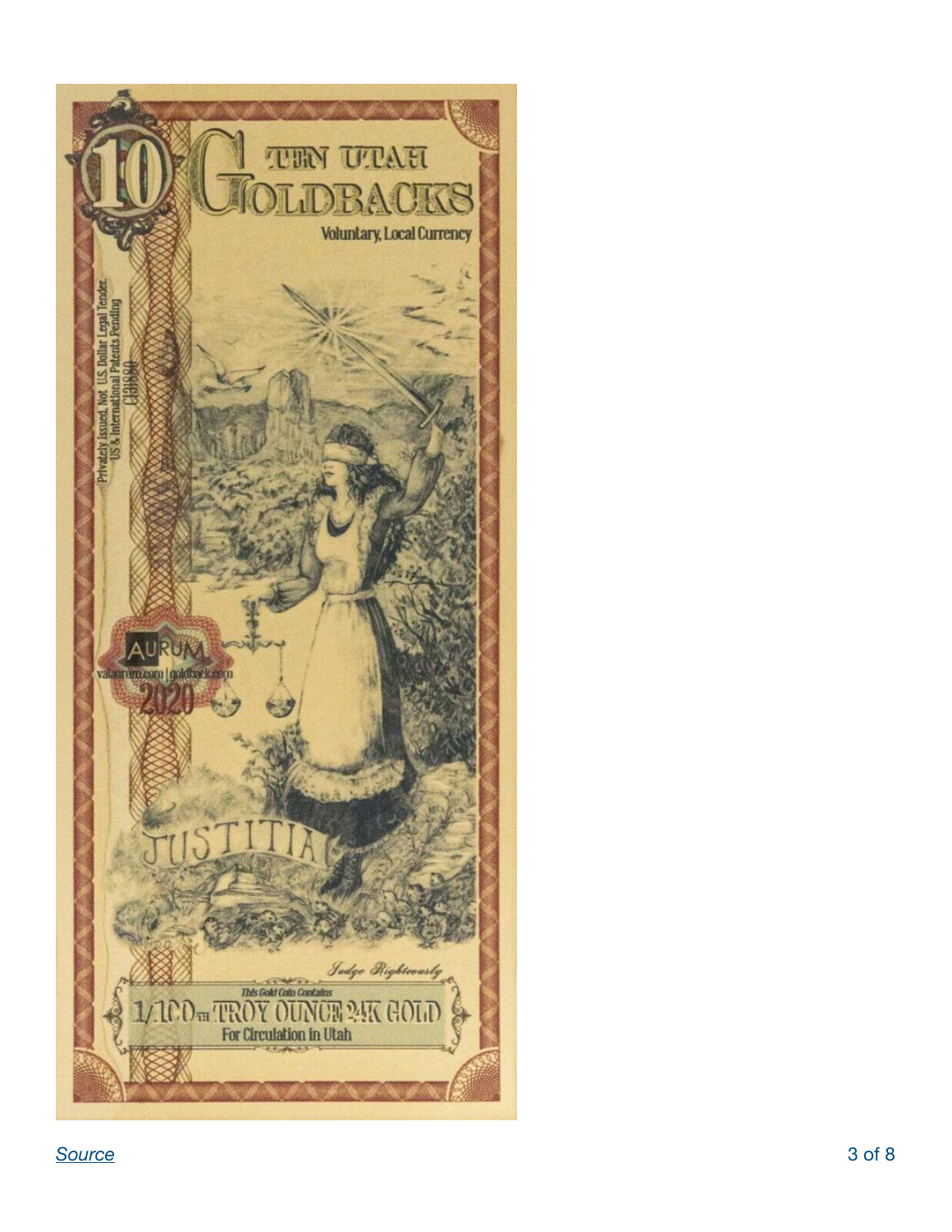10 TEN UTAH GOLDBACKS

Voluntary, Local Currency

Privately Issued, Not U.S. Dollar Legal Tender.
US & International Patents Pending

AURUM
valaurum.com | goldback.com
2020

JUSTITIA

*Judge Righteously*

*This Gold Coin Contains*
1/100th TROY OUNCE 24K GOLD
For Circulation in Utah

[Source]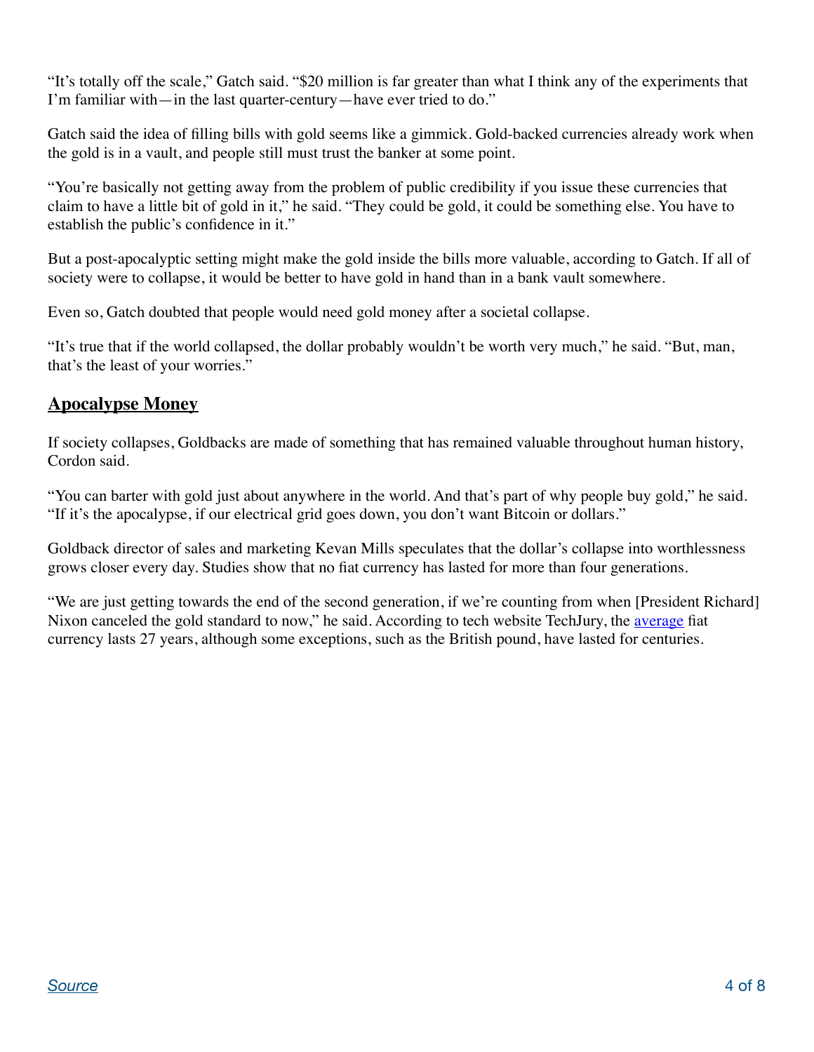"It's totally off the scale," Gatch said. "$20 million is far greater than what I think any of the experiments that I'm familiar with—in the last quarter-century—have ever tried to do."

Gatch said the idea of filling bills with gold seems like a gimmick. Gold-backed currencies already work when the gold is in a vault, and people still must trust the banker at some point.

"You're basically not getting away from the problem of public credibility if you issue these currencies that claim to have a little bit of gold in it," he said. "They could be gold, it could be something else. You have to establish the public's confidence in it."

But a post-apocalyptic setting might make the gold inside the bills more valuable, according to Gatch. If all of society were to collapse, it would be better to have gold in hand than in a bank vault somewhere.

Even so, Gatch doubted that people would need gold money after a societal collapse.

"It's true that if the world collapsed, the dollar probably wouldn't be worth very much," he said. "But, man, that's the least of your worries."

## Apocalypse Money

If society collapses, Goldbacks are made of something that has remained valuable throughout human history, Cordon said.

"You can barter with gold just about anywhere in the world. And that's part of why people buy gold," he said. "If it's the apocalypse, if our electrical grid goes down, you don't want Bitcoin or dollars."

Goldback director of sales and marketing Kevan Mills speculates that the dollar's collapse into worthlessness grows closer every day. Studies show that no fiat currency has lasted for more than four generations.

"We are just getting towards the end of the second generation, if we're counting from when [President Richard] Nixon canceled the gold standard to now," he said. According to tech website TechJury, the average fiat currency lasts 27 years, although some exceptions, such as the British pound, have lasted for centuries.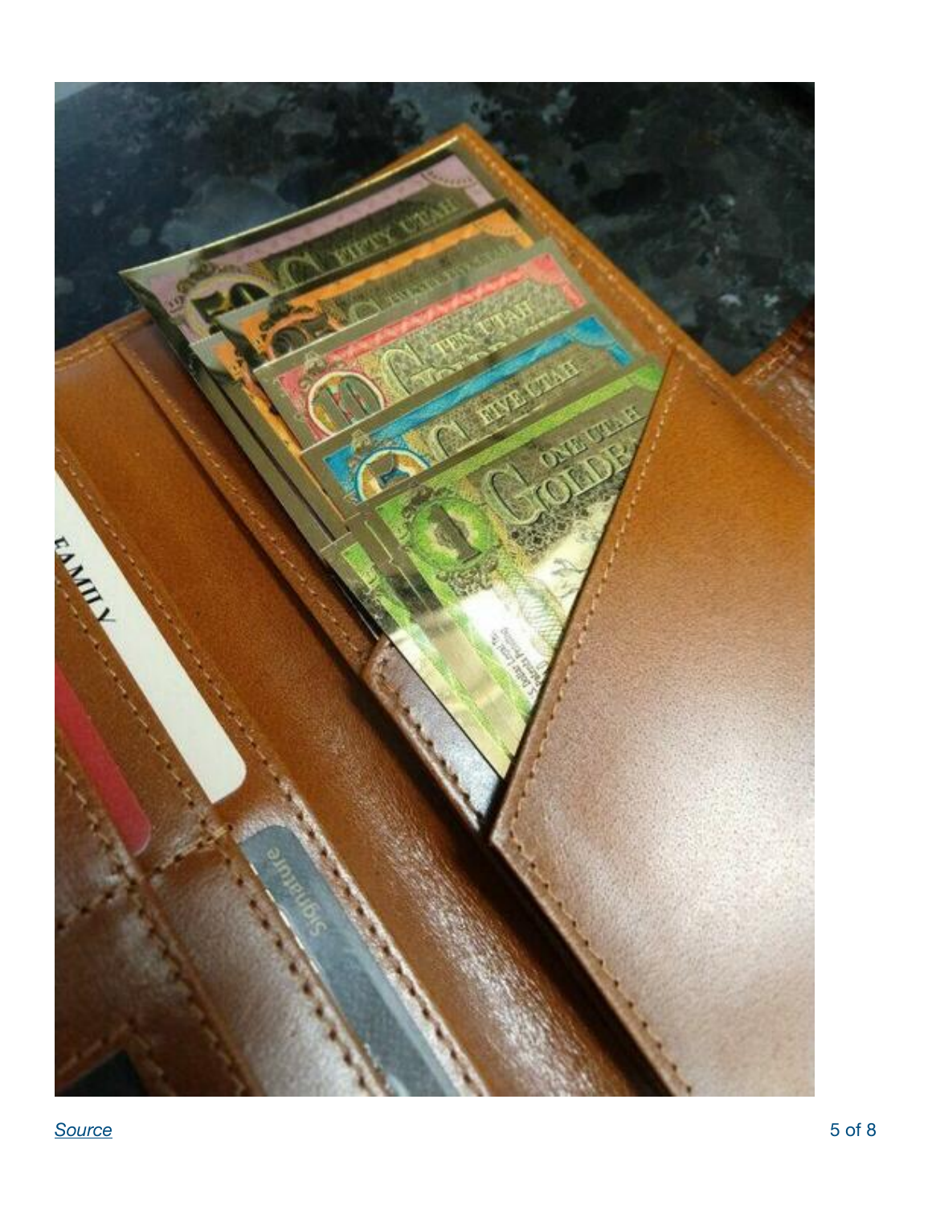[Source](Source)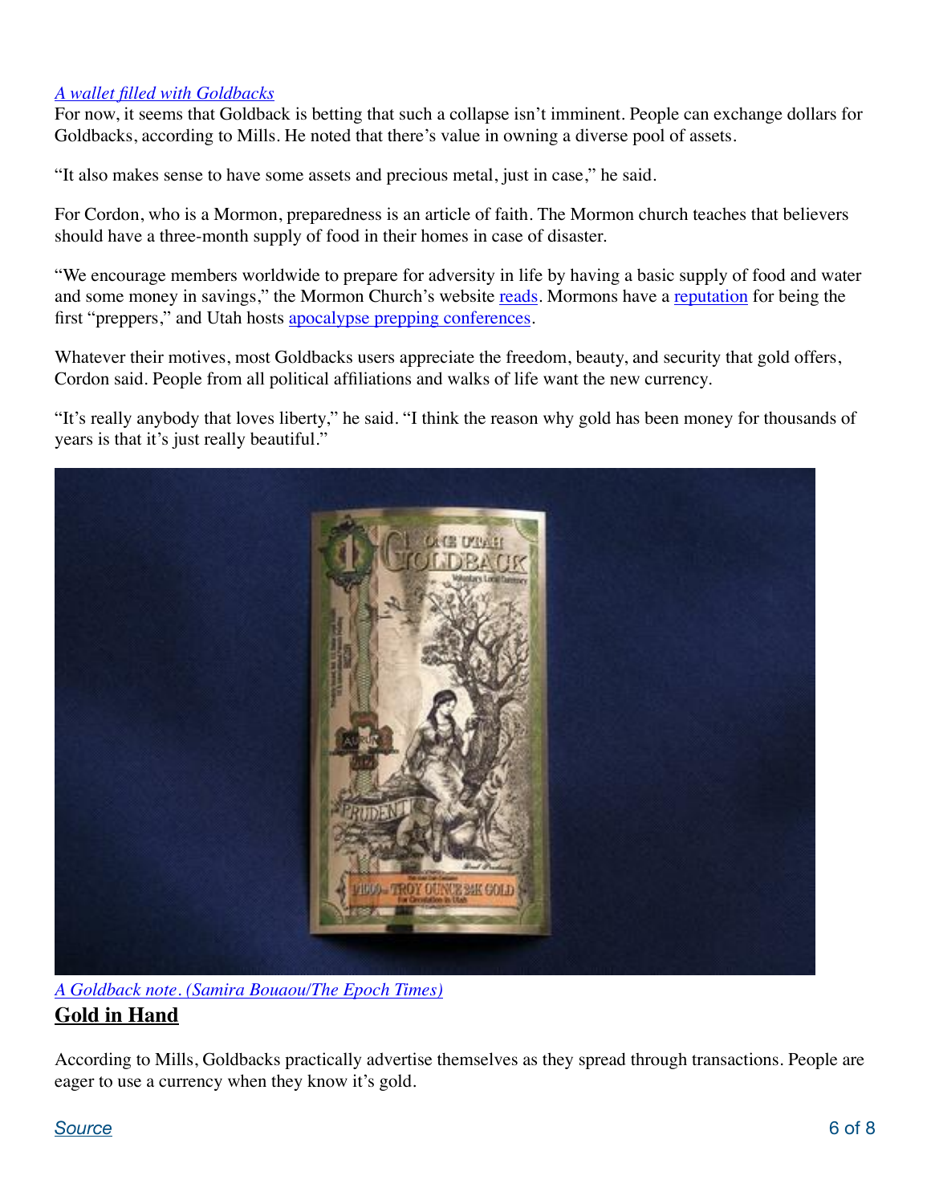*A wallet filled with Goldbacks*

For now, it seems that Goldback is betting that such a collapse isn't imminent. People can exchange dollars for Goldbacks, according to Mills. He noted that there's value in owning a diverse pool of assets.

"It also makes sense to have some assets and precious metal, just in case," he said.

For Cordon, who is a Mormon, preparedness is an article of faith. The Mormon church teaches that believers should have a three-month supply of food in their homes in case of disaster.

"We encourage members worldwide to prepare for adversity in life by having a basic supply of food and water and some money in savings," the Mormon Church's website reads. Mormons have a reputation for being the first "preppers," and Utah hosts apocalypse prepping conferences.

Whatever their motives, most Goldbacks users appreciate the freedom, beauty, and security that gold offers, Cordon said. People from all political affiliations and walks of life want the new currency.

"It's really anybody that loves liberty," he said. "I think the reason why gold has been money for thousands of years is that it's just really beautiful."

*A Goldback note. (Samira Bouaou/The Epoch Times)*

## Gold in Hand

According to Mills, Goldbacks practically advertise themselves as they spread through transactions. People are eager to use a currency when they know it's gold.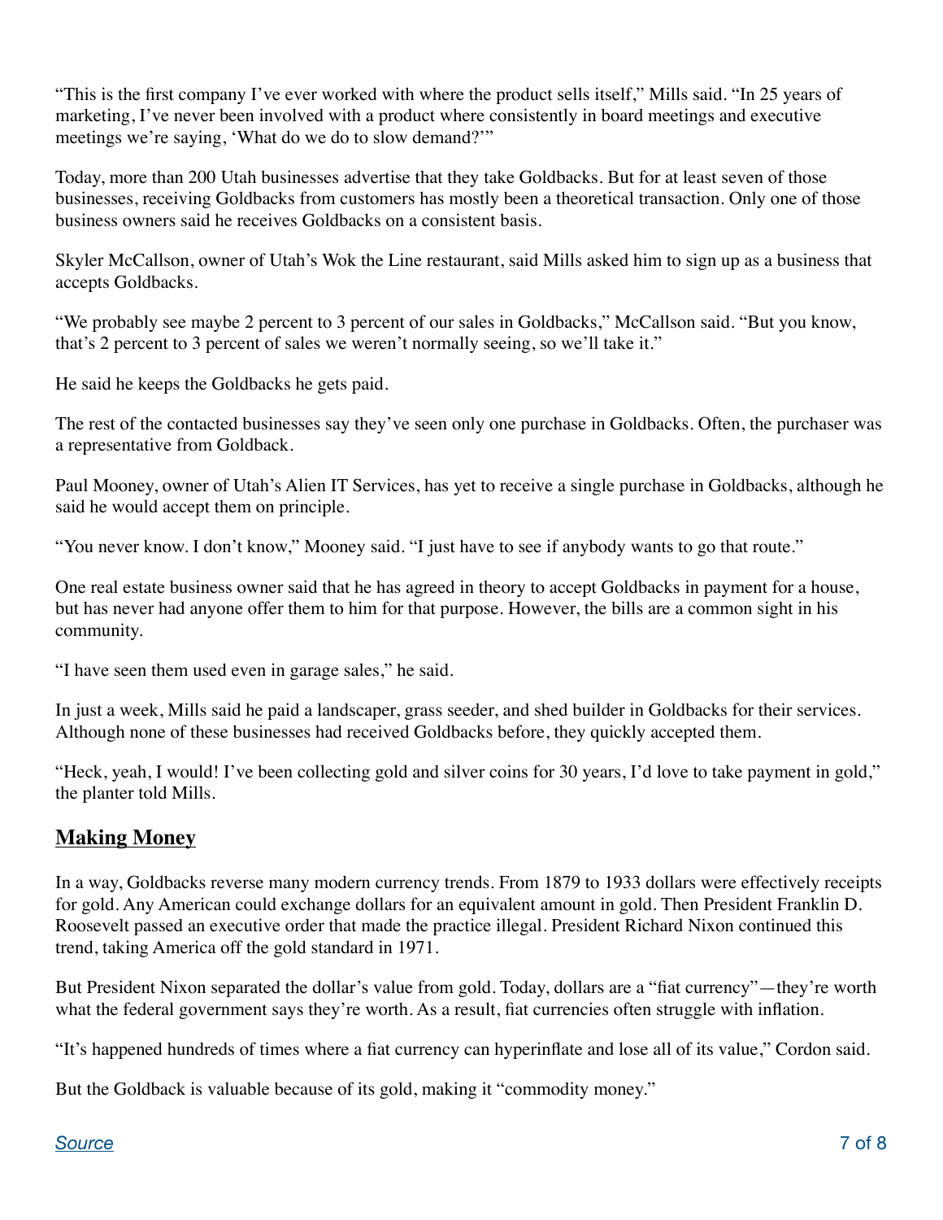"This is the first company I've ever worked with where the product sells itself," Mills said. "In 25 years of marketing, I've never been involved with a product where consistently in board meetings and executive meetings we're saying, 'What do we do to slow demand?'"

Today, more than 200 Utah businesses advertise that they take Goldbacks. But for at least seven of those businesses, receiving Goldbacks from customers has mostly been a theoretical transaction. Only one of those business owners said he receives Goldbacks on a consistent basis.

Skyler McCallson, owner of Utah's Wok the Line restaurant, said Mills asked him to sign up as a business that accepts Goldbacks.

"We probably see maybe 2 percent to 3 percent of our sales in Goldbacks," McCallson said. "But you know, that's 2 percent to 3 percent of sales we weren't normally seeing, so we'll take it."

He said he keeps the Goldbacks he gets paid.

The rest of the contacted businesses say they've seen only one purchase in Goldbacks. Often, the purchaser was a representative from Goldback.

Paul Mooney, owner of Utah's Alien IT Services, has yet to receive a single purchase in Goldbacks, although he said he would accept them on principle.

"You never know. I don't know," Mooney said. "I just have to see if anybody wants to go that route."

One real estate business owner said that he has agreed in theory to accept Goldbacks in payment for a house, but has never had anyone offer them to him for that purpose. However, the bills are a common sight in his community.

"I have seen them used even in garage sales," he said.

In just a week, Mills said he paid a landscaper, grass seeder, and shed builder in Goldbacks for their services. Although none of these businesses had received Goldbacks before, they quickly accepted them.

"Heck, yeah, I would! I've been collecting gold and silver coins for 30 years, I'd love to take payment in gold," the planter told Mills.

## Making Money

In a way, Goldbacks reverse many modern currency trends. From 1879 to 1933 dollars were effectively receipts for gold. Any American could exchange dollars for an equivalent amount in gold. Then President Franklin D. Roosevelt passed an executive order that made the practice illegal. President Richard Nixon continued this trend, taking America off the gold standard in 1971.

But President Nixon separated the dollar's value from gold. Today, dollars are a "fiat currency"—they're worth what the federal government says they're worth. As a result, fiat currencies often struggle with inflation.

"It's happened hundreds of times where a fiat currency can hyperinflate and lose all of its value," Cordon said.

But the Goldback is valuable because of its gold, making it "commodity money."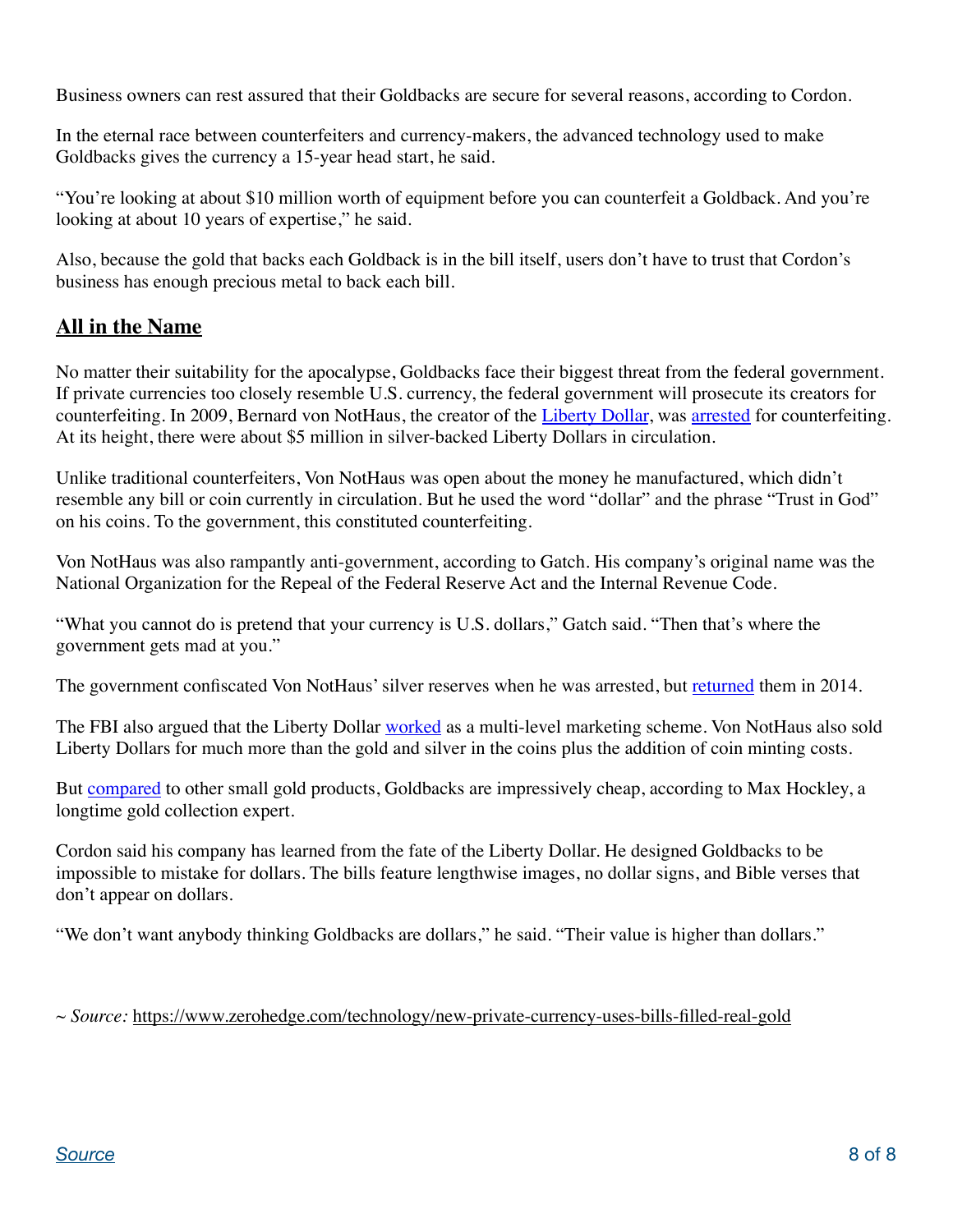Business owners can rest assured that their Goldbacks are secure for several reasons, according to Cordon.

In the eternal race between counterfeiters and currency-makers, the advanced technology used to make Goldbacks gives the currency a 15-year head start, he said.

“You’re looking at about $10 million worth of equipment before you can counterfeit a Goldback. And you’re looking at about 10 years of expertise,” he said.

Also, because the gold that backs each Goldback is in the bill itself, users don’t have to trust that Cordon’s business has enough precious metal to back each bill.

## **All in the Name**

No matter their suitability for the apocalypse, Goldbacks face their biggest threat from the federal government. If private currencies too closely resemble U.S. currency, the federal government will prosecute its creators for counterfeiting. In 2009, Bernard von NotHaus, the creator of the Liberty Dollar, was arrested for counterfeiting. At its height, there were about $5 million in silver-backed Liberty Dollars in circulation.

Unlike traditional counterfeiters, Von NotHaus was open about the money he manufactured, which didn’t resemble any bill or coin currently in circulation. But he used the word “dollar” and the phrase “Trust in God” on his coins. To the government, this constituted counterfeiting.

Von NotHaus was also rampantly anti-government, according to Gatch. His company’s original name was the National Organization for the Repeal of the Federal Reserve Act and the Internal Revenue Code.

“What you cannot do is pretend that your currency is U.S. dollars,” Gatch said. “Then that’s where the government gets mad at you.”

The government confiscated Von NotHaus’ silver reserves when he was arrested, but returned them in 2014.

The FBI also argued that the Liberty Dollar worked as a multi-level marketing scheme. Von NotHaus also sold Liberty Dollars for much more than the gold and silver in the coins plus the addition of coin minting costs.

But compared to other small gold products, Goldbacks are impressively cheap, according to Max Hockley, a longtime gold collection expert.

Cordon said his company has learned from the fate of the Liberty Dollar. He designed Goldbacks to be impossible to mistake for dollars. The bills feature lengthwise images, no dollar signs, and Bible verses that don’t appear on dollars.

“We don’t want anybody thinking Goldbacks are dollars,” he said. “Their value is higher than dollars.”

~ *Source:* https://www.zerohedge.com/technology/new-private-currency-uses-bills-filled-real-gold